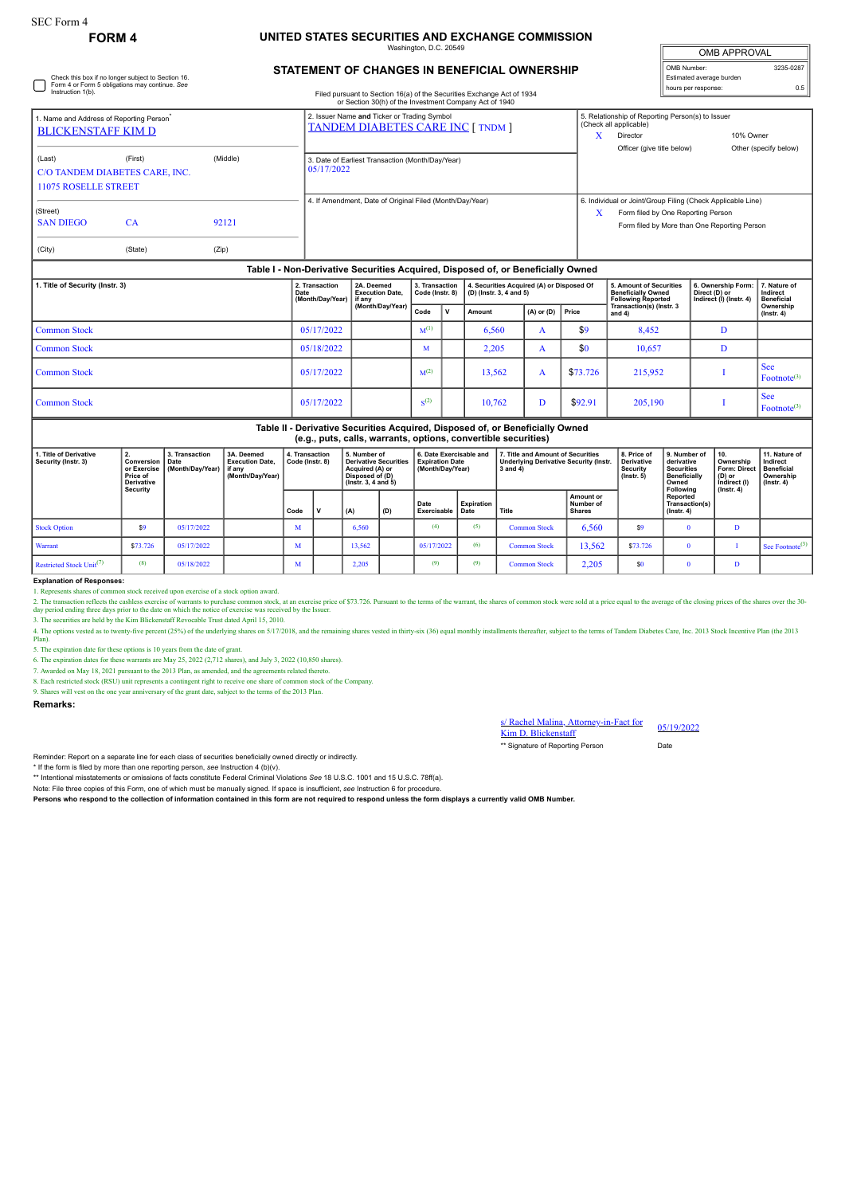SEC Form 4

**FORM 4**

# UNITED STATES SECURITIES AND EXCHANGE COMMISSION

Washington, D.C. 20549

## STATEMENT OF CHANGES IN BENEFICIAL OWNERSHIP

Filed pursuant to Section 16(a) of the Securities Exchange Act of 1934 or Section 30(h) of the Investment Company Act of 1940

| OMB APPROVAL | |
|---|---|
| OMB Number: | 3235-0287 |
| Estimated average burden | |
| hours per response: | 0.5 |

☐ Check this box if no longer subject to Section 16. Form 4 or Form 5 obligations may continue. *See* Instruction 1(b).

| 1. Name and Address of Reporting Person* | 2. Issuer Name **and** Ticker or Trading Symbol | 5. Relationship of Reporting Person(s) to Issuer (Check all applicable) |
|---|---|---|
| BLICKENSTAFF KIM D | TANDEM DIABETES CARE INC [ TNDM ] | X Director / 10% Owner / Officer (give title below) / Other (specify below) |
| (Last) (First) (Middle) C/O TANDEM DIABETES CARE, INC. 11075 ROSELLE STREET | 3. Date of Earliest Transaction (Month/Day/Year) 05/17/2022 | |
| (Street) SAN DIEGO CA 92121 | 4. If Amendment, Date of Original Filed (Month/Day/Year) | 6. Individual or Joint/Group Filing (Check Applicable Line) X Form filed by One Reporting Person / Form filed by More than One Reporting Person |
| (City) (State) (Zip) | | |

**Table I - Non-Derivative Securities Acquired, Disposed of, or Beneficially Owned**

| 1. Title of Security (Instr. 3) | 2. Transaction Date (Month/Day/Year) | 2A. Deemed Execution Date, if any (Month/Day/Year) | 3. Transaction Code (Instr. 8) | | 4. Securities Acquired (A) or Disposed Of (D) (Instr. 3, 4 and 5) | | | 5. Amount of Securities Beneficially Owned Following Reported Transaction(s) (Instr. 3 and 4) | 6. Ownership Form: Direct (D) or Indirect (I) (Instr. 4) | 7. Nature of Indirect Beneficial Ownership (Instr. 4) |
|---|---|---|---|---|---|---|---|---|---|---|
| | | | Code | V | Amount | (A) or (D) | Price | | | |
| Common Stock | 05/17/2022 | | M[1] | | 6,560 | A | $9 | 8,452 | D | |
| Common Stock | 05/18/2022 | | M | | 2,205 | A | $0 | 10,657 | D | |
| Common Stock | 05/17/2022 | | M[2] | | 13,562 | A | $73.726 | 215,952 | I | See Footnote[3] |
| Common Stock | 05/17/2022 | | S[2] | | 10,762 | D | $92.91 | 205,190 | I | See Footnote[3] |

**Table II - Derivative Securities Acquired, Disposed of, or Beneficially Owned (e.g., puts, calls, warrants, options, convertible securities)**

| 1. Title of Derivative Security (Instr. 3) | 2. Conversion or Exercise Price of Derivative Security | 3. Transaction Date (Month/Day/Year) | 3A. Deemed Execution Date, if any (Month/Day/Year) | 4. Transaction Code (Instr. 8) | | 5. Number of Derivative Securities Acquired (A) or Disposed of (D) (Instr. 3, 4 and 5) | | 6. Date Exercisable and Expiration Date (Month/Day/Year) | | 7. Title and Amount of Securities Underlying Derivative Security (Instr. 3 and 4) | | 8. Price of Derivative Security (Instr. 5) | 9. Number of derivative Securities Beneficially Owned Following Reported Transaction(s) (Instr. 4) | 10. Ownership Form: Direct (D) or Indirect (I) (Instr. 4) | 11. Nature of Indirect Beneficial Ownership (Instr. 4) |
|---|---|---|---|---|---|---|---|---|---|---|---|---|---|---|---|
| | | | | Code | V | (A) | (D) | Date Exercisable | Expiration Date | Title | Amount or Number of Shares | | | | |
| Stock Option | $9 | 05/17/2022 | | M | | 6,560 | | (4) | (5) | Common Stock | 6,560 | $9 | 0 | D | |
| Warrant | $73.726 | 05/17/2022 | | M | | 13,562 | | 05/17/2022 | (6) | Common Stock | 13,562 | $73.726 | 0 | I | See Footnote[3] |
| Restricted Stock Unit[7] | (8) | 05/18/2022 | | M | | 2,205 | | (9) | (9) | Common Stock | 2,205 | $0 | 0 | D | |

**Explanation of Responses:**

1. Represents shares of common stock received upon exercise of a stock option award.
2. The transaction reflects the cashless exercise of warrants to purchase common stock, at an exercise price of $73.726. Pursuant to the terms of the warrant, the shares of common stock were sold at a price equal to the average of the closing prices of the shares over the 30-day period ending three days prior to the date on which the notice of exercise was received by the Issuer.
3. The securities are held by the Kim Blickenstaff Revocable Trust dated April 15, 2010.
4. The options vested as to twenty-five percent (25%) of the underlying shares on 5/17/2018, and the remaining shares vested in thirty-six (36) equal monthly installments thereafter, subject to the terms of Tandem Diabetes Care, Inc. 2013 Stock Incentive Plan (the 2013 Plan).
5. The expiration date for these options is 10 years from the date of grant.
6. The expiration dates for these warrants are May 25, 2022 (2,712 shares), and July 3, 2022 (10,850 shares).
7. Awarded on May 18, 2021 pursuant to the 2013 Plan, as amended, and the agreements related thereto.
8. Each restricted stock (RSU) unit represents a contingent right to receive one share of common stock of the Company.
9. Shares will vest on the one year anniversary of the grant date, subject to the terms of the 2013 Plan.

**Remarks:**

s/ Rachel Malina, Attorney-in-Fact for Kim D. Blickenstaff — 05/19/2022

** Signature of Reporting Person — Date

Reminder: Report on a separate line for each class of securities beneficially owned directly or indirectly.

\* If the form is filed by more than one reporting person, *see* Instruction 4 (b)(v).

** Intentional misstatements or omissions of facts constitute Federal Criminal Violations *See* 18 U.S.C. 1001 and 15 U.S.C. 78ff(a).

Note: File three copies of this Form, one of which must be manually signed. If space is insufficient, *see* Instruction 6 for procedure.

**Persons who respond to the collection of information contained in this form are not required to respond unless the form displays a currently valid OMB Number.**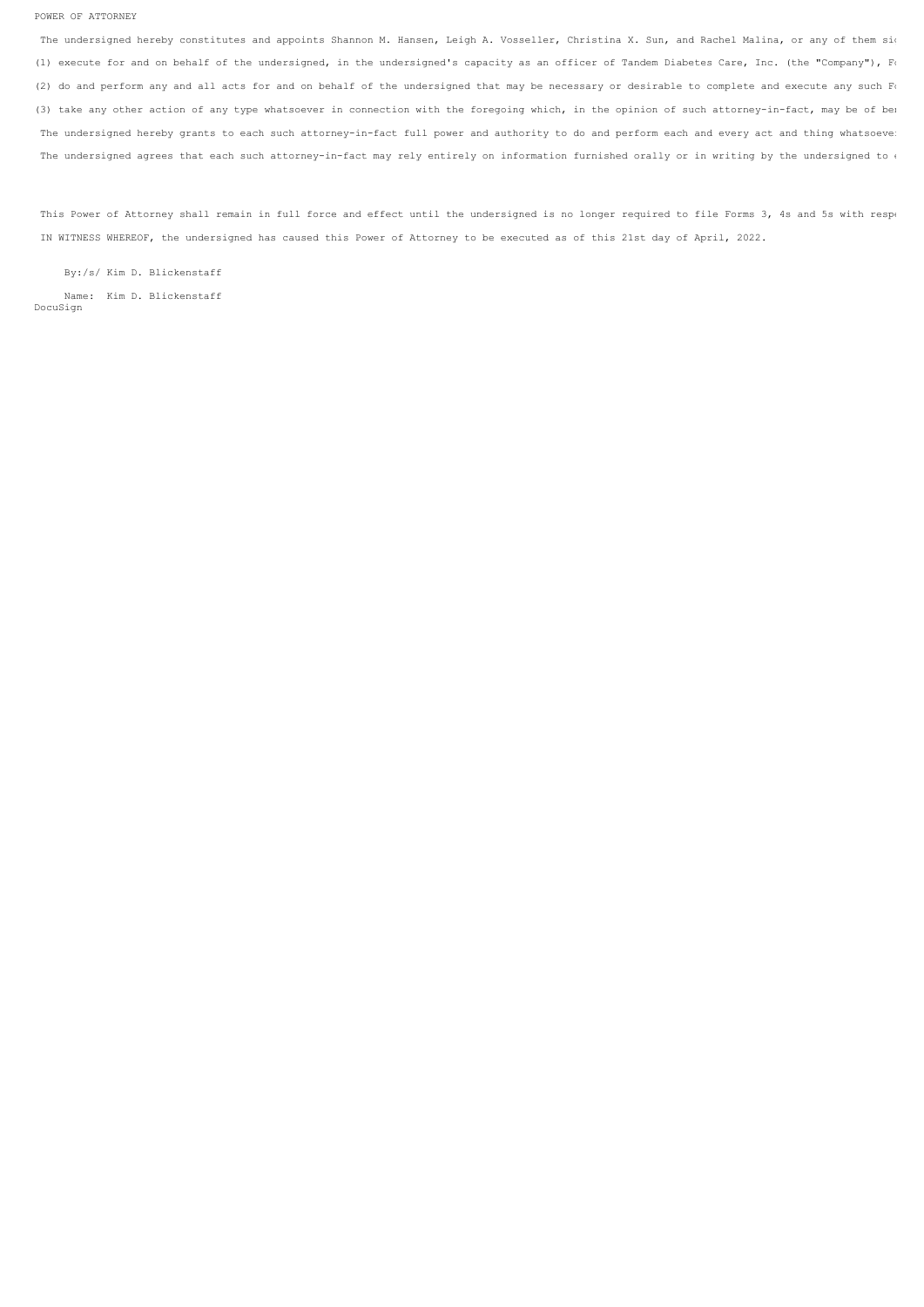POWER OF ATTORNEY

The undersigned hereby constitutes and appoints Shannon M. Hansen, Leigh A. Vosseller, Christina X. Sun, and Rachel Malina, or any of them si

(1) execute for and on behalf of the undersigned, in the undersigned's capacity as an officer of Tandem Diabetes Care, Inc. (the "Company"), F

(2) do and perform any and all acts for and on behalf of the undersigned that may be necessary or desirable to complete and execute any such F

(3) take any other action of any type whatsoever in connection with the foregoing which, in the opinion of such attorney-in-fact, may be of be

The undersigned hereby grants to each such attorney-in-fact full power and authority to do and perform each and every act and thing whatsoeve

The undersigned agrees that each such attorney-in-fact may rely entirely on information furnished orally or in writing by the undersigned to

This Power of Attorney shall remain in full force and effect until the undersigned is no longer required to file Forms 3, 4s and 5s with resp

IN WITNESS WHEREOF, the undersigned has caused this Power of Attorney to be executed as of this 21st day of April, 2022.

By:/s/ Kim D. Blickenstaff

Name: Kim D. Blickenstaff

DocuSign